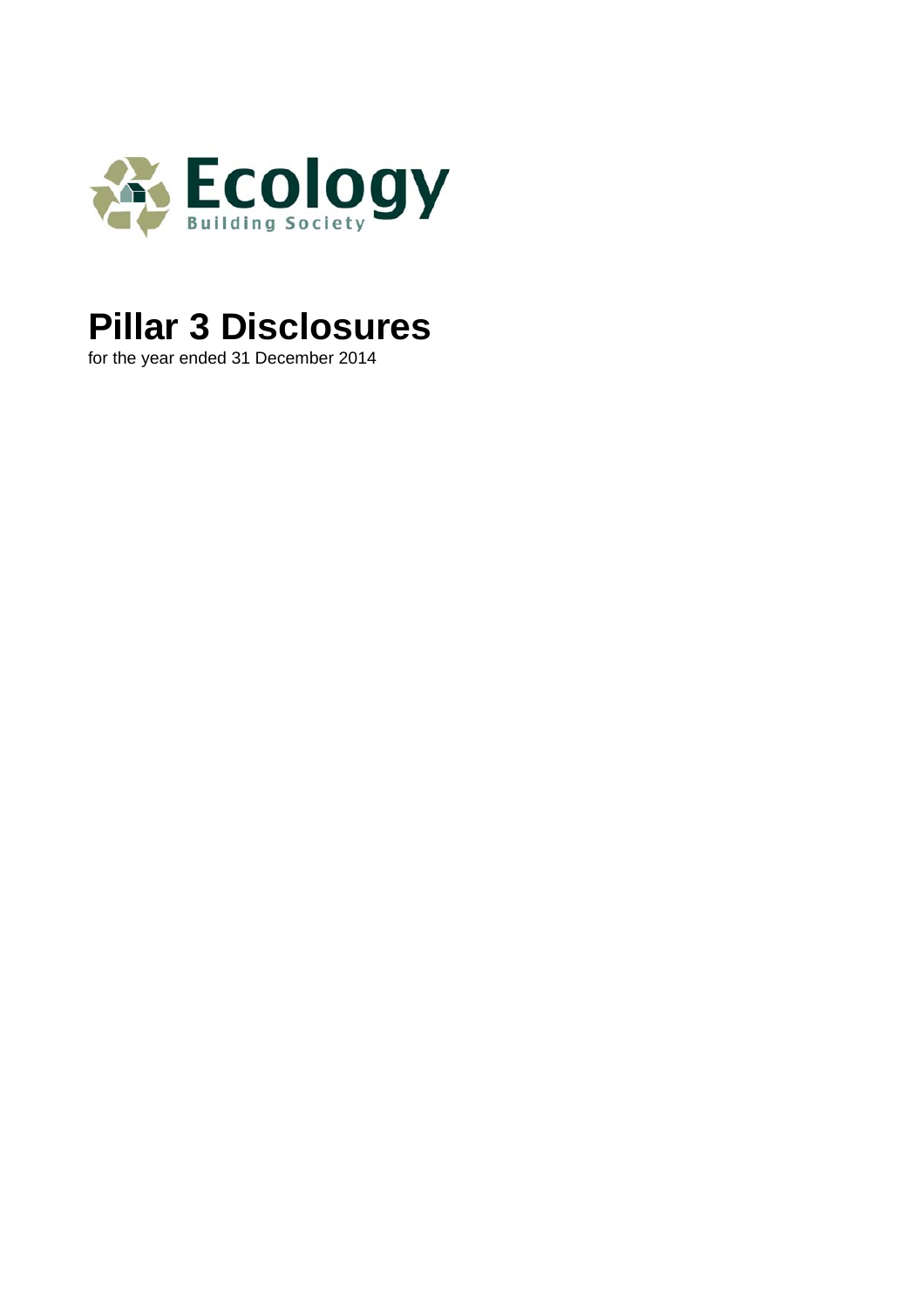Ecology

Building Society

# Pillar 3 Disclosures

for the year ended 31 December 2014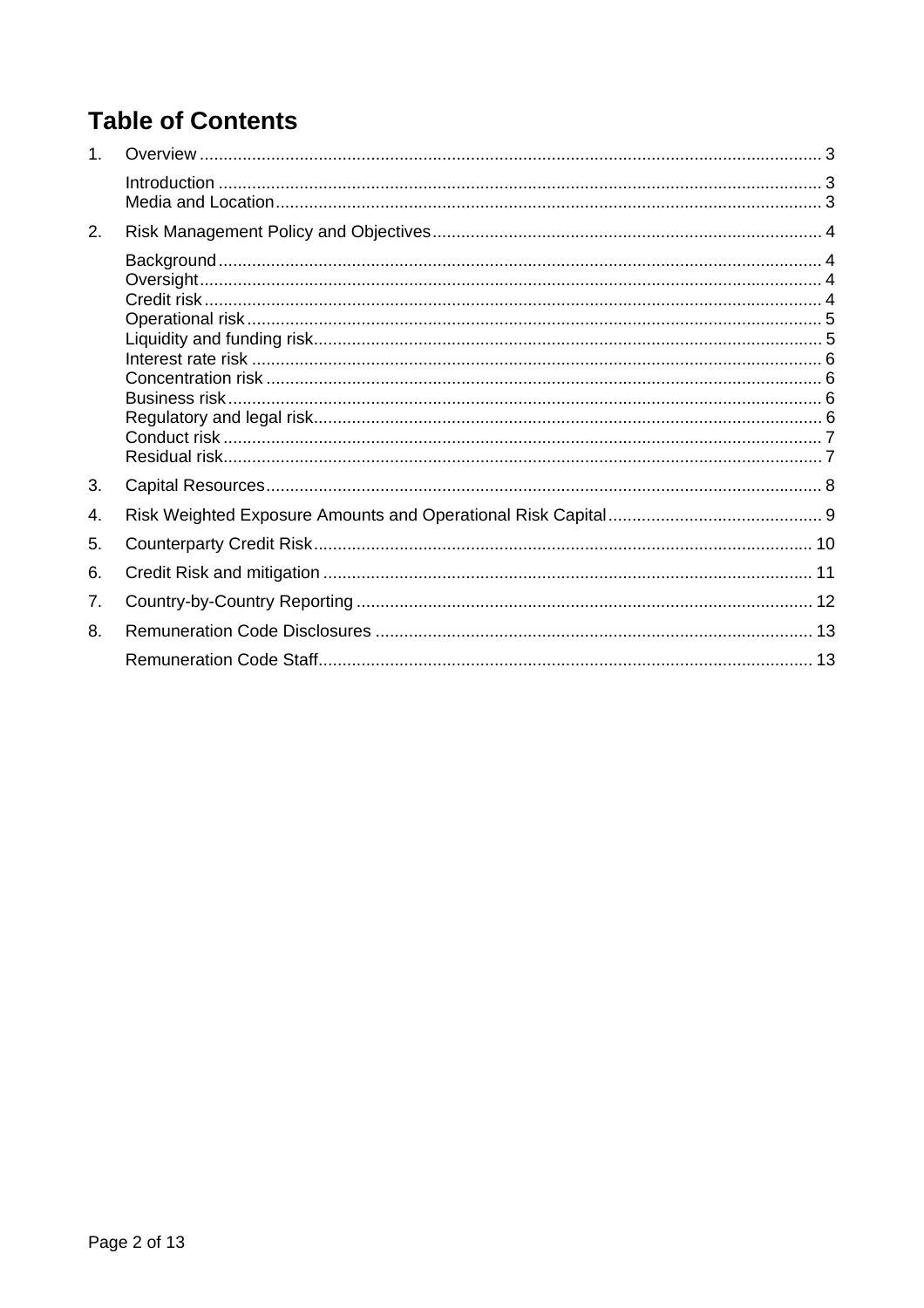# Table of Contents

1. Overview ... 3
   - Introduction ... 3
   - Media and Location ... 3
2. Risk Management Policy and Objectives ... 4
   - Background ... 4
   - Oversight ... 4
   - Credit risk ... 4
   - Operational risk ... 5
   - Liquidity and funding risk ... 5
   - Interest rate risk ... 6
   - Concentration risk ... 6
   - Business risk ... 6
   - Regulatory and legal risk ... 6
   - Conduct risk ... 7
   - Residual risk ... 7
3. Capital Resources ... 8
4. Risk Weighted Exposure Amounts and Operational Risk Capital ... 9
5. Counterparty Credit Risk ... 10
6. Credit Risk and mitigation ... 11
7. Country-by-Country Reporting ... 12
8. Remuneration Code Disclosures ... 13
   - Remuneration Code Staff ... 13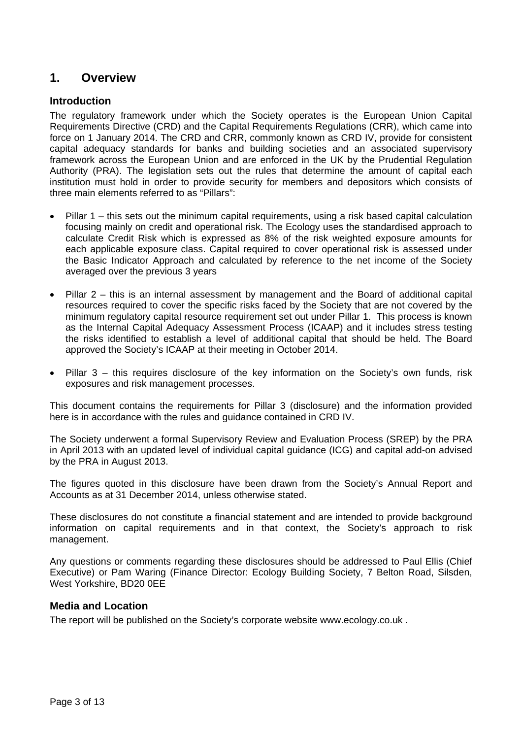## 1. Overview

### Introduction

The regulatory framework under which the Society operates is the European Union Capital Requirements Directive (CRD) and the Capital Requirements Regulations (CRR), which came into force on 1 January 2014. The CRD and CRR, commonly known as CRD IV, provide for consistent capital adequacy standards for banks and building societies and an associated supervisory framework across the European Union and are enforced in the UK by the Prudential Regulation Authority (PRA). The legislation sets out the rules that determine the amount of capital each institution must hold in order to provide security for members and depositors which consists of three main elements referred to as "Pillars":

- Pillar 1 – this sets out the minimum capital requirements, using a risk based capital calculation focusing mainly on credit and operational risk. The Ecology uses the standardised approach to calculate Credit Risk which is expressed as 8% of the risk weighted exposure amounts for each applicable exposure class. Capital required to cover operational risk is assessed under the Basic Indicator Approach and calculated by reference to the net income of the Society averaged over the previous 3 years

- Pillar 2 – this is an internal assessment by management and the Board of additional capital resources required to cover the specific risks faced by the Society that are not covered by the minimum regulatory capital resource requirement set out under Pillar 1. This process is known as the Internal Capital Adequacy Assessment Process (ICAAP) and it includes stress testing the risks identified to establish a level of additional capital that should be held. The Board approved the Society's ICAAP at their meeting in October 2014.

- Pillar 3 – this requires disclosure of the key information on the Society's own funds, risk exposures and risk management processes.

This document contains the requirements for Pillar 3 (disclosure) and the information provided here is in accordance with the rules and guidance contained in CRD IV.

The Society underwent a formal Supervisory Review and Evaluation Process (SREP) by the PRA in April 2013 with an updated level of individual capital guidance (ICG) and capital add-on advised by the PRA in August 2013.

The figures quoted in this disclosure have been drawn from the Society's Annual Report and Accounts as at 31 December 2014, unless otherwise stated.

These disclosures do not constitute a financial statement and are intended to provide background information on capital requirements and in that context, the Society's approach to risk management.

Any questions or comments regarding these disclosures should be addressed to Paul Ellis (Chief Executive) or Pam Waring (Finance Director: Ecology Building Society, 7 Belton Road, Silsden, West Yorkshire, BD20 0EE

### Media and Location

The report will be published on the Society's corporate website www.ecology.co.uk .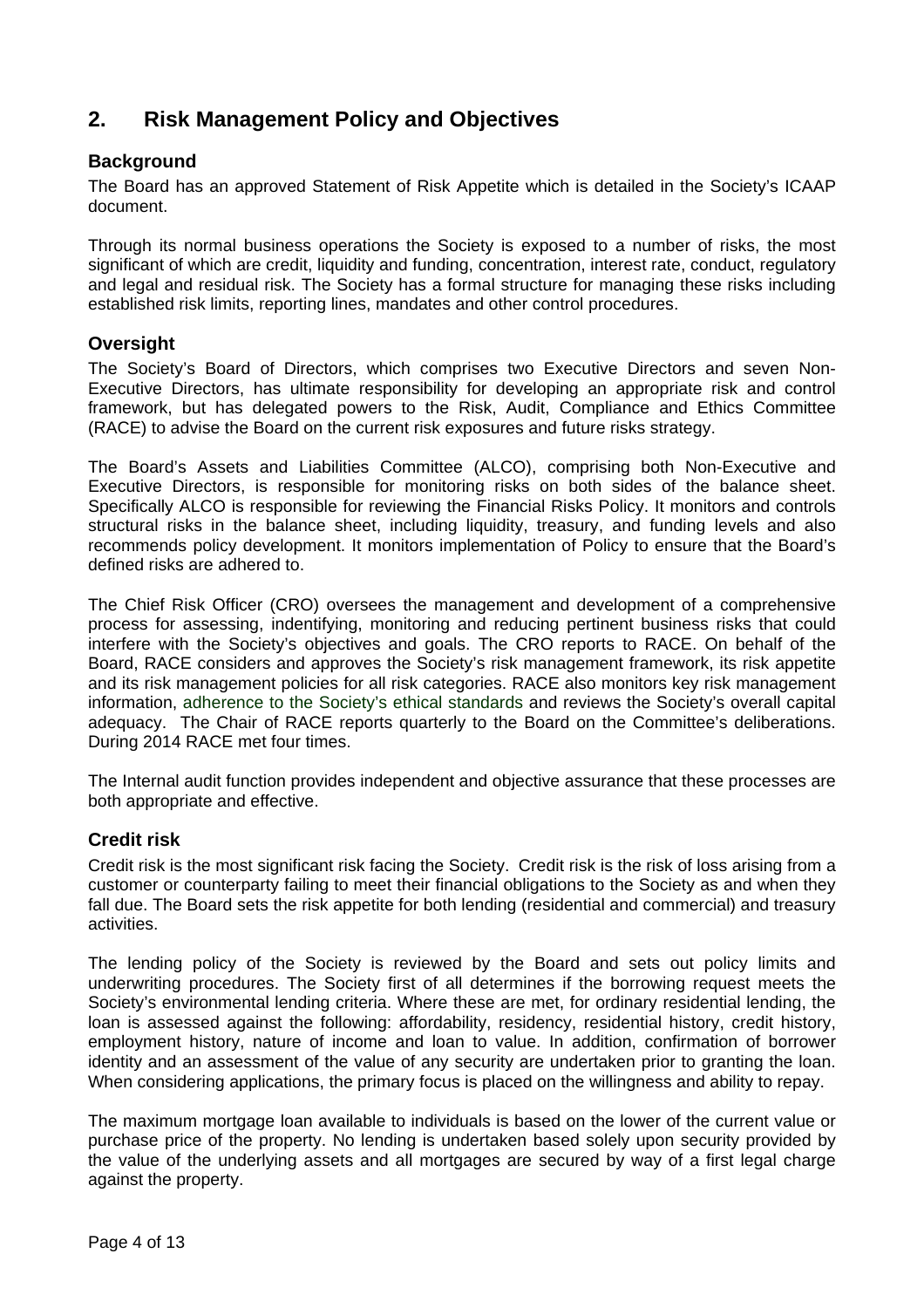## 2. Risk Management Policy and Objectives

### Background

The Board has an approved Statement of Risk Appetite which is detailed in the Society's ICAAP document.

Through its normal business operations the Society is exposed to a number of risks, the most significant of which are credit, liquidity and funding, concentration, interest rate, conduct, regulatory and legal and residual risk. The Society has a formal structure for managing these risks including established risk limits, reporting lines, mandates and other control procedures.

### Oversight

The Society's Board of Directors, which comprises two Executive Directors and seven Non-Executive Directors, has ultimate responsibility for developing an appropriate risk and control framework, but has delegated powers to the Risk, Audit, Compliance and Ethics Committee (RACE) to advise the Board on the current risk exposures and future risks strategy.

The Board's Assets and Liabilities Committee (ALCO), comprising both Non-Executive and Executive Directors, is responsible for monitoring risks on both sides of the balance sheet. Specifically ALCO is responsible for reviewing the Financial Risks Policy. It monitors and controls structural risks in the balance sheet, including liquidity, treasury, and funding levels and also recommends policy development. It monitors implementation of Policy to ensure that the Board's defined risks are adhered to.

The Chief Risk Officer (CRO) oversees the management and development of a comprehensive process for assessing, indentifying, monitoring and reducing pertinent business risks that could interfere with the Society's objectives and goals. The CRO reports to RACE. On behalf of the Board, RACE considers and approves the Society's risk management framework, its risk appetite and its risk management policies for all risk categories. RACE also monitors key risk management information, adherence to the Society's ethical standards and reviews the Society's overall capital adequacy. The Chair of RACE reports quarterly to the Board on the Committee's deliberations. During 2014 RACE met four times.

The Internal audit function provides independent and objective assurance that these processes are both appropriate and effective.

### Credit risk

Credit risk is the most significant risk facing the Society. Credit risk is the risk of loss arising from a customer or counterparty failing to meet their financial obligations to the Society as and when they fall due. The Board sets the risk appetite for both lending (residential and commercial) and treasury activities.

The lending policy of the Society is reviewed by the Board and sets out policy limits and underwriting procedures. The Society first of all determines if the borrowing request meets the Society's environmental lending criteria. Where these are met, for ordinary residential lending, the loan is assessed against the following: affordability, residency, residential history, credit history, employment history, nature of income and loan to value. In addition, confirmation of borrower identity and an assessment of the value of any security are undertaken prior to granting the loan. When considering applications, the primary focus is placed on the willingness and ability to repay.

The maximum mortgage loan available to individuals is based on the lower of the current value or purchase price of the property. No lending is undertaken based solely upon security provided by the value of the underlying assets and all mortgages are secured by way of a first legal charge against the property.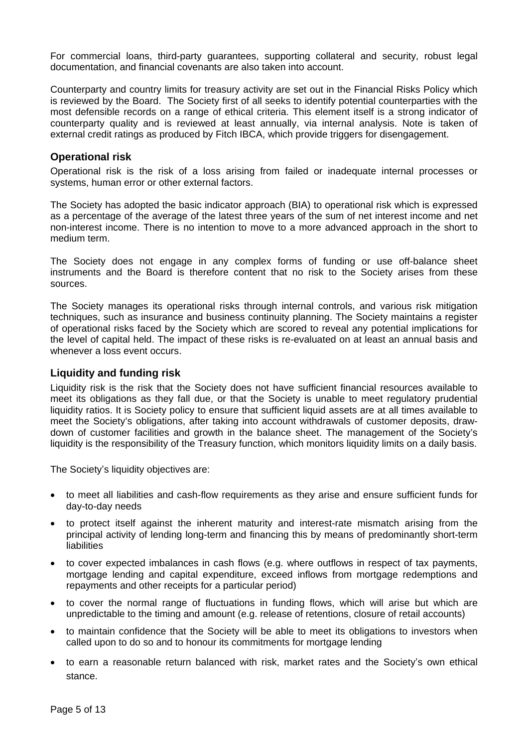For commercial loans, third-party guarantees, supporting collateral and security, robust legal documentation, and financial covenants are also taken into account.

Counterparty and country limits for treasury activity are set out in the Financial Risks Policy which is reviewed by the Board. The Society first of all seeks to identify potential counterparties with the most defensible records on a range of ethical criteria. This element itself is a strong indicator of counterparty quality and is reviewed at least annually, via internal analysis. Note is taken of external credit ratings as produced by Fitch IBCA, which provide triggers for disengagement.

## Operational risk

Operational risk is the risk of a loss arising from failed or inadequate internal processes or systems, human error or other external factors.

The Society has adopted the basic indicator approach (BIA) to operational risk which is expressed as a percentage of the average of the latest three years of the sum of net interest income and net non-interest income. There is no intention to move to a more advanced approach in the short to medium term.

The Society does not engage in any complex forms of funding or use off-balance sheet instruments and the Board is therefore content that no risk to the Society arises from these sources.

The Society manages its operational risks through internal controls, and various risk mitigation techniques, such as insurance and business continuity planning. The Society maintains a register of operational risks faced by the Society which are scored to reveal any potential implications for the level of capital held. The impact of these risks is re-evaluated on at least an annual basis and whenever a loss event occurs.

## Liquidity and funding risk

Liquidity risk is the risk that the Society does not have sufficient financial resources available to meet its obligations as they fall due, or that the Society is unable to meet regulatory prudential liquidity ratios. It is Society policy to ensure that sufficient liquid assets are at all times available to meet the Society's obligations, after taking into account withdrawals of customer deposits, draw-down of customer facilities and growth in the balance sheet. The management of the Society's liquidity is the responsibility of the Treasury function, which monitors liquidity limits on a daily basis.

The Society's liquidity objectives are:

- to meet all liabilities and cash-flow requirements as they arise and ensure sufficient funds for day-to-day needs
- to protect itself against the inherent maturity and interest-rate mismatch arising from the principal activity of lending long-term and financing this by means of predominantly short-term liabilities
- to cover expected imbalances in cash flows (e.g. where outflows in respect of tax payments, mortgage lending and capital expenditure, exceed inflows from mortgage redemptions and repayments and other receipts for a particular period)
- to cover the normal range of fluctuations in funding flows, which will arise but which are unpredictable to the timing and amount (e.g. release of retentions, closure of retail accounts)
- to maintain confidence that the Society will be able to meet its obligations to investors when called upon to do so and to honour its commitments for mortgage lending
- to earn a reasonable return balanced with risk, market rates and the Society's own ethical stance.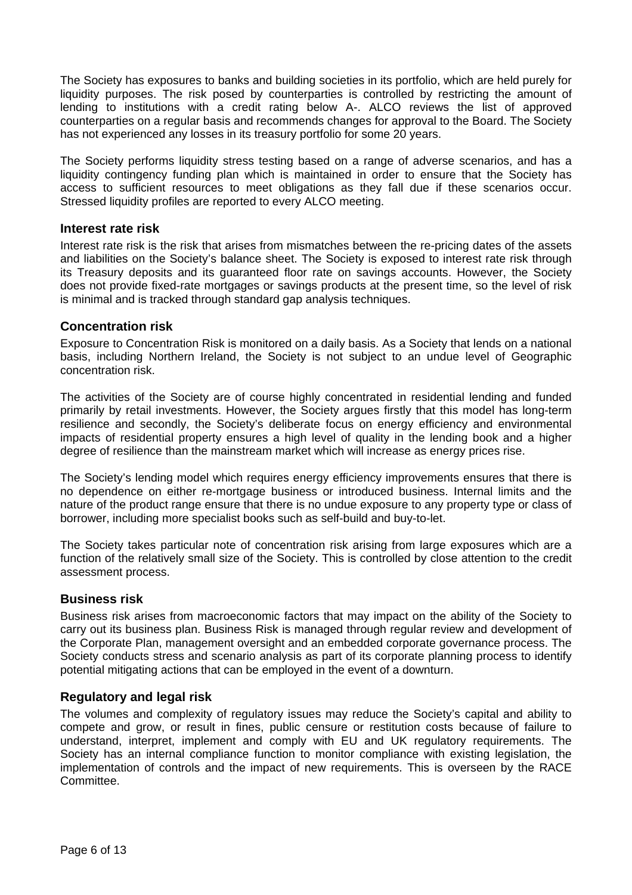The Society has exposures to banks and building societies in its portfolio, which are held purely for liquidity purposes. The risk posed by counterparties is controlled by restricting the amount of lending to institutions with a credit rating below A-. ALCO reviews the list of approved counterparties on a regular basis and recommends changes for approval to the Board. The Society has not experienced any losses in its treasury portfolio for some 20 years.

The Society performs liquidity stress testing based on a range of adverse scenarios, and has a liquidity contingency funding plan which is maintained in order to ensure that the Society has access to sufficient resources to meet obligations as they fall due if these scenarios occur. Stressed liquidity profiles are reported to every ALCO meeting.

## Interest rate risk

Interest rate risk is the risk that arises from mismatches between the re-pricing dates of the assets and liabilities on the Society's balance sheet. The Society is exposed to interest rate risk through its Treasury deposits and its guaranteed floor rate on savings accounts. However, the Society does not provide fixed-rate mortgages or savings products at the present time, so the level of risk is minimal and is tracked through standard gap analysis techniques.

## Concentration risk

Exposure to Concentration Risk is monitored on a daily basis. As a Society that lends on a national basis, including Northern Ireland, the Society is not subject to an undue level of Geographic concentration risk.

The activities of the Society are of course highly concentrated in residential lending and funded primarily by retail investments. However, the Society argues firstly that this model has long-term resilience and secondly, the Society's deliberate focus on energy efficiency and environmental impacts of residential property ensures a high level of quality in the lending book and a higher degree of resilience than the mainstream market which will increase as energy prices rise.

The Society's lending model which requires energy efficiency improvements ensures that there is no dependence on either re-mortgage business or introduced business. Internal limits and the nature of the product range ensure that there is no undue exposure to any property type or class of borrower, including more specialist books such as self-build and buy-to-let.

The Society takes particular note of concentration risk arising from large exposures which are a function of the relatively small size of the Society. This is controlled by close attention to the credit assessment process.

## Business risk

Business risk arises from macroeconomic factors that may impact on the ability of the Society to carry out its business plan. Business Risk is managed through regular review and development of the Corporate Plan, management oversight and an embedded corporate governance process. The Society conducts stress and scenario analysis as part of its corporate planning process to identify potential mitigating actions that can be employed in the event of a downturn.

## Regulatory and legal risk

The volumes and complexity of regulatory issues may reduce the Society's capital and ability to compete and grow, or result in fines, public censure or restitution costs because of failure to understand, interpret, implement and comply with EU and UK regulatory requirements. The Society has an internal compliance function to monitor compliance with existing legislation, the implementation of controls and the impact of new requirements. This is overseen by the RACE Committee.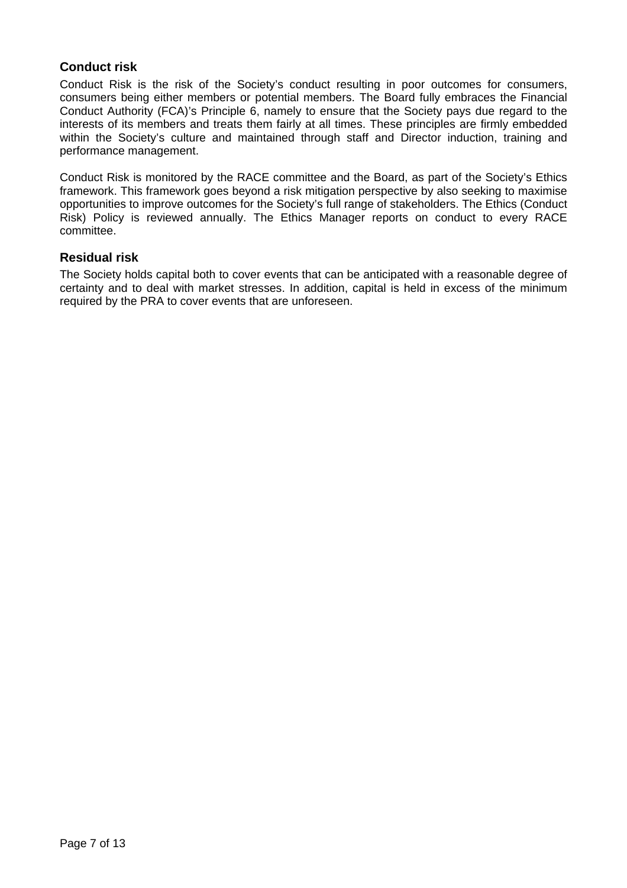## Conduct risk

Conduct Risk is the risk of the Society's conduct resulting in poor outcomes for consumers, consumers being either members or potential members. The Board fully embraces the Financial Conduct Authority (FCA)'s Principle 6, namely to ensure that the Society pays due regard to the interests of its members and treats them fairly at all times. These principles are firmly embedded within the Society's culture and maintained through staff and Director induction, training and performance management.

Conduct Risk is monitored by the RACE committee and the Board, as part of the Society's Ethics framework. This framework goes beyond a risk mitigation perspective by also seeking to maximise opportunities to improve outcomes for the Society's full range of stakeholders. The Ethics (Conduct Risk) Policy is reviewed annually. The Ethics Manager reports on conduct to every RACE committee.

## Residual risk

The Society holds capital both to cover events that can be anticipated with a reasonable degree of certainty and to deal with market stresses. In addition, capital is held in excess of the minimum required by the PRA to cover events that are unforeseen.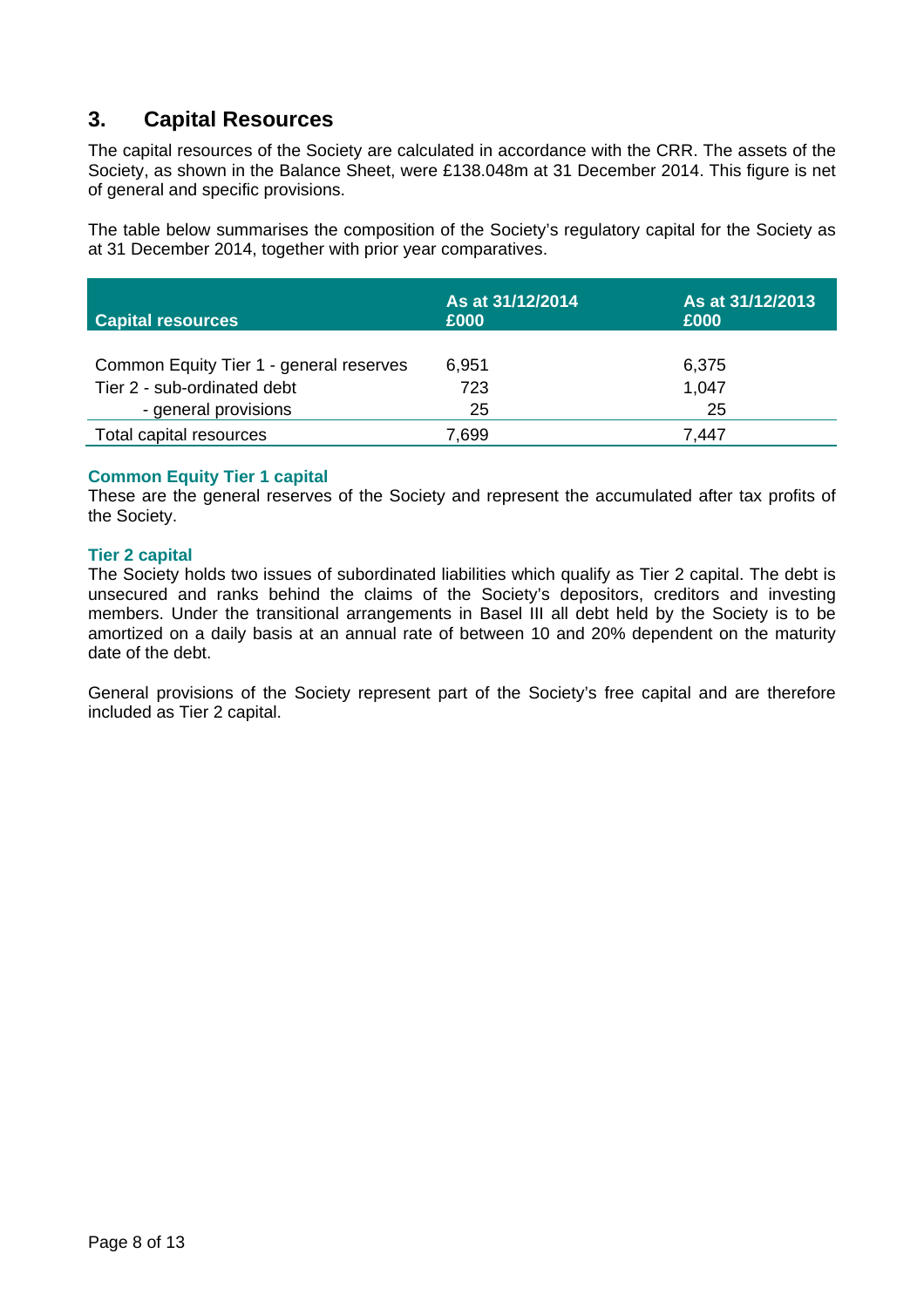## 3. Capital Resources

The capital resources of the Society are calculated in accordance with the CRR. The assets of the Society, as shown in the Balance Sheet, were £138.048m at 31 December 2014. This figure is net of general and specific provisions.

The table below summarises the composition of the Society's regulatory capital for the Society as at 31 December 2014, together with prior year comparatives.

| Capital resources | As at 31/12/2014 £000 | As at 31/12/2013 £000 |
|---|---|---|
| Common Equity Tier 1 - general reserves | 6,951 | 6,375 |
| Tier 2 - sub-ordinated debt | 723 | 1,047 |
| - general provisions | 25 | 25 |
| Total capital resources | 7,699 | 7,447 |

### Common Equity Tier 1 capital

These are the general reserves of the Society and represent the accumulated after tax profits of the Society.

### Tier 2 capital

The Society holds two issues of subordinated liabilities which qualify as Tier 2 capital. The debt is unsecured and ranks behind the claims of the Society's depositors, creditors and investing members. Under the transitional arrangements in Basel III all debt held by the Society is to be amortized on a daily basis at an annual rate of between 10 and 20% dependent on the maturity date of the debt.

General provisions of the Society represent part of the Society's free capital and are therefore included as Tier 2 capital.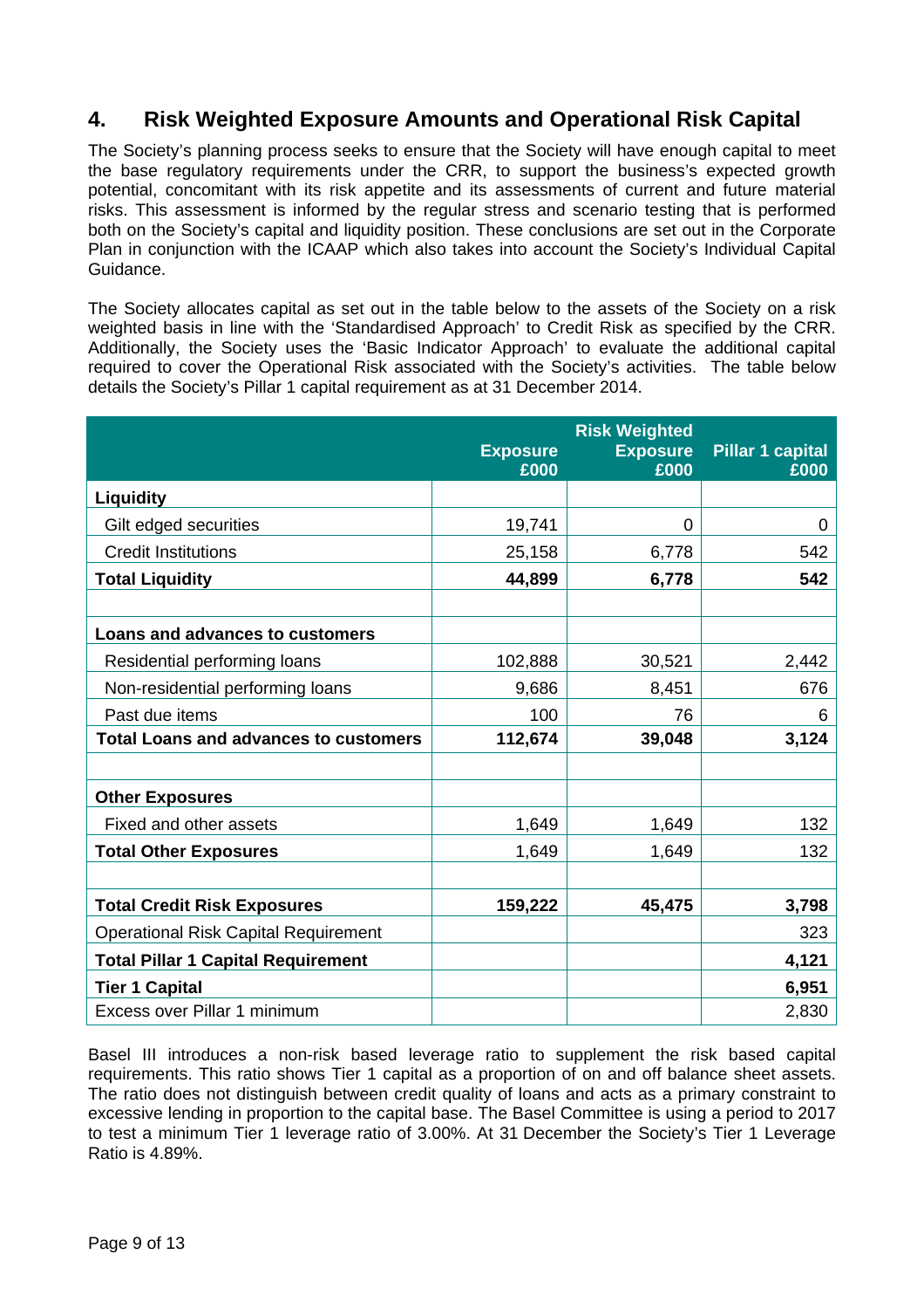## 4. Risk Weighted Exposure Amounts and Operational Risk Capital

The Society's planning process seeks to ensure that the Society will have enough capital to meet the base regulatory requirements under the CRR, to support the business's expected growth potential, concomitant with its risk appetite and its assessments of current and future material risks. This assessment is informed by the regular stress and scenario testing that is performed both on the Society's capital and liquidity position. These conclusions are set out in the Corporate Plan in conjunction with the ICAAP which also takes into account the Society's Individual Capital Guidance.

The Society allocates capital as set out in the table below to the assets of the Society on a risk weighted basis in line with the 'Standardised Approach' to Credit Risk as specified by the CRR. Additionally, the Society uses the 'Basic Indicator Approach' to evaluate the additional capital required to cover the Operational Risk associated with the Society's activities. The table below details the Society's Pillar 1 capital requirement as at 31 December 2014.

| | Exposure £000 | Risk Weighted Exposure £000 | Pillar 1 capital £000 |
|---|---|---|---|
| **Liquidity** | | | |
| Gilt edged securities | 19,741 | 0 | 0 |
| Credit Institutions | 25,158 | 6,778 | 542 |
| **Total Liquidity** | **44,899** | **6,778** | **542** |
| | | | |
| **Loans and advances to customers** | | | |
| Residential performing loans | 102,888 | 30,521 | 2,442 |
| Non-residential performing loans | 9,686 | 8,451 | 676 |
| Past due items | 100 | 76 | 6 |
| **Total Loans and advances to customers** | **112,674** | **39,048** | **3,124** |
| | | | |
| **Other Exposures** | | | |
| Fixed and other assets | 1,649 | 1,649 | 132 |
| **Total Other Exposures** | 1,649 | 1,649 | 132 |
| | | | |
| **Total Credit Risk Exposures** | **159,222** | **45,475** | **3,798** |
| Operational Risk Capital Requirement | | | 323 |
| **Total Pillar 1 Capital Requirement** | | | **4,121** |
| **Tier 1 Capital** | | | **6,951** |
| Excess over Pillar 1 minimum | | | 2,830 |

Basel III introduces a non-risk based leverage ratio to supplement the risk based capital requirements. This ratio shows Tier 1 capital as a proportion of on and off balance sheet assets. The ratio does not distinguish between credit quality of loans and acts as a primary constraint to excessive lending in proportion to the capital base. The Basel Committee is using a period to 2017 to test a minimum Tier 1 leverage ratio of 3.00%. At 31 December the Society's Tier 1 Leverage Ratio is 4.89%.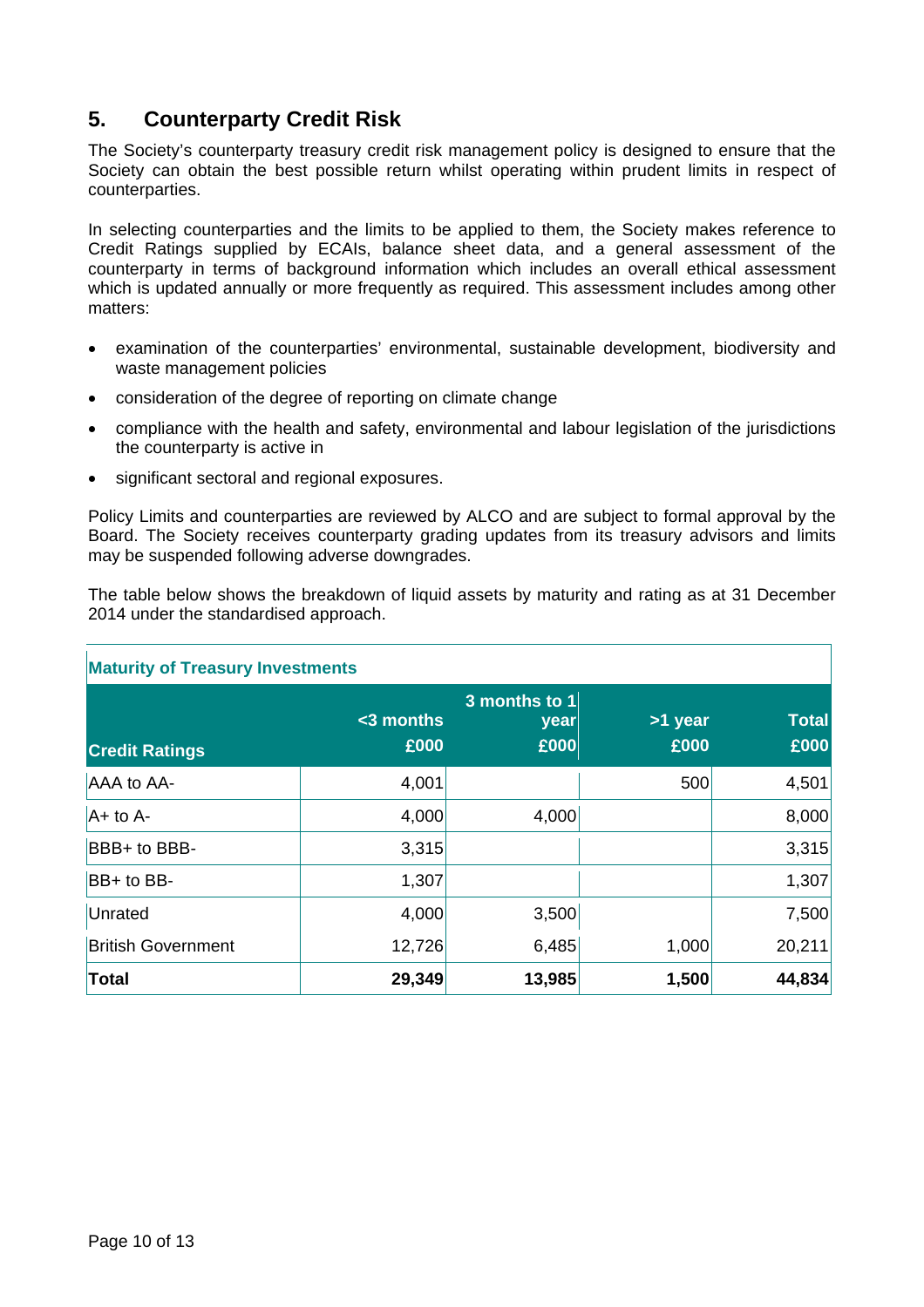## 5. Counterparty Credit Risk

The Society's counterparty treasury credit risk management policy is designed to ensure that the Society can obtain the best possible return whilst operating within prudent limits in respect of counterparties.

In selecting counterparties and the limits to be applied to them, the Society makes reference to Credit Ratings supplied by ECAIs, balance sheet data, and a general assessment of the counterparty in terms of background information which includes an overall ethical assessment which is updated annually or more frequently as required. This assessment includes among other matters:

- examination of the counterparties' environmental, sustainable development, biodiversity and waste management policies
- consideration of the degree of reporting on climate change
- compliance with the health and safety, environmental and labour legislation of the jurisdictions the counterparty is active in
- significant sectoral and regional exposures.

Policy Limits and counterparties are reviewed by ALCO and are subject to formal approval by the Board. The Society receives counterparty grading updates from its treasury advisors and limits may be suspended following adverse downgrades.

The table below shows the breakdown of liquid assets by maturity and rating as at 31 December 2014 under the standardised approach.

**Maturity of Treasury Investments**

| Credit Ratings | <3 months £000 | 3 months to 1 year £000 | >1 year £000 | Total £000 |
|---|---|---|---|---|
| AAA to AA- | 4,001 | | 500 | 4,501 |
| A+ to A- | 4,000 | 4,000 | | 8,000 |
| BBB+ to BBB- | 3,315 | | | 3,315 |
| BB+ to BB- | 1,307 | | | 1,307 |
| Unrated | 4,000 | 3,500 | | 7,500 |
| British Government | 12,726 | 6,485 | 1,000 | 20,211 |
| **Total** | **29,349** | **13,985** | **1,500** | **44,834** |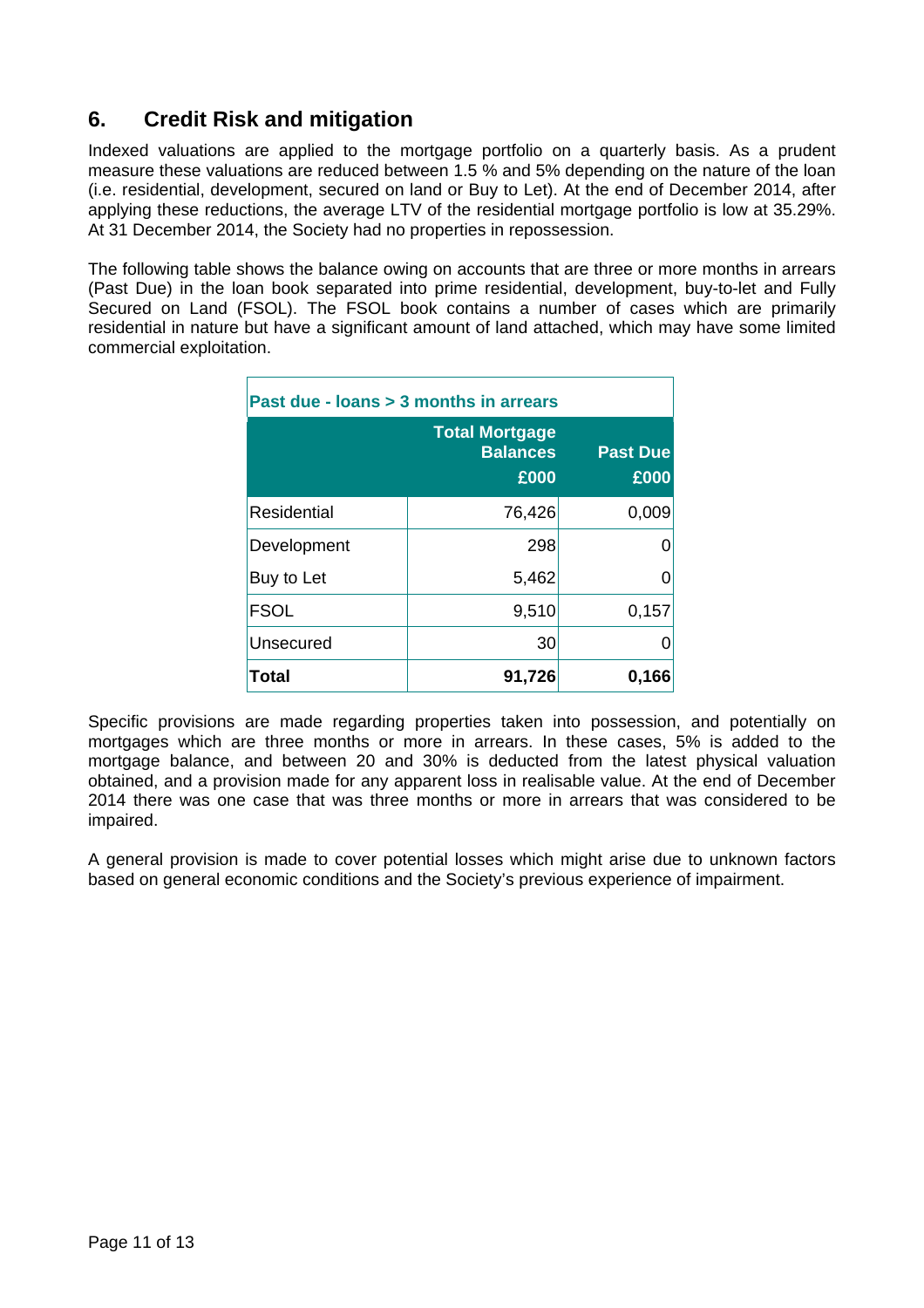## 6. Credit Risk and mitigation

Indexed valuations are applied to the mortgage portfolio on a quarterly basis. As a prudent measure these valuations are reduced between 1.5 % and 5% depending on the nature of the loan (i.e. residential, development, secured on land or Buy to Let). At the end of December 2014, after applying these reductions, the average LTV of the residential mortgage portfolio is low at 35.29%. At 31 December 2014, the Society had no properties in repossession.

The following table shows the balance owing on accounts that are three or more months in arrears (Past Due) in the loan book separated into prime residential, development, buy-to-let and Fully Secured on Land (FSOL). The FSOL book contains a number of cases which are primarily residential in nature but have a significant amount of land attached, which may have some limited commercial exploitation.

| Past due - loans > 3 months in arrears | | |
|---|---|---|
| | **Total Mortgage Balances £000** | **Past Due £000** |
| Residential | 76,426 | 0,009 |
| Development | 298 | 0 |
| Buy to Let | 5,462 | 0 |
| FSOL | 9,510 | 0,157 |
| Unsecured | 30 | 0 |
| **Total** | **91,726** | **0,166** |

Specific provisions are made regarding properties taken into possession, and potentially on mortgages which are three months or more in arrears. In these cases, 5% is added to the mortgage balance, and between 20 and 30% is deducted from the latest physical valuation obtained, and a provision made for any apparent loss in realisable value. At the end of December 2014 there was one case that was three months or more in arrears that was considered to be impaired.

A general provision is made to cover potential losses which might arise due to unknown factors based on general economic conditions and the Society's previous experience of impairment.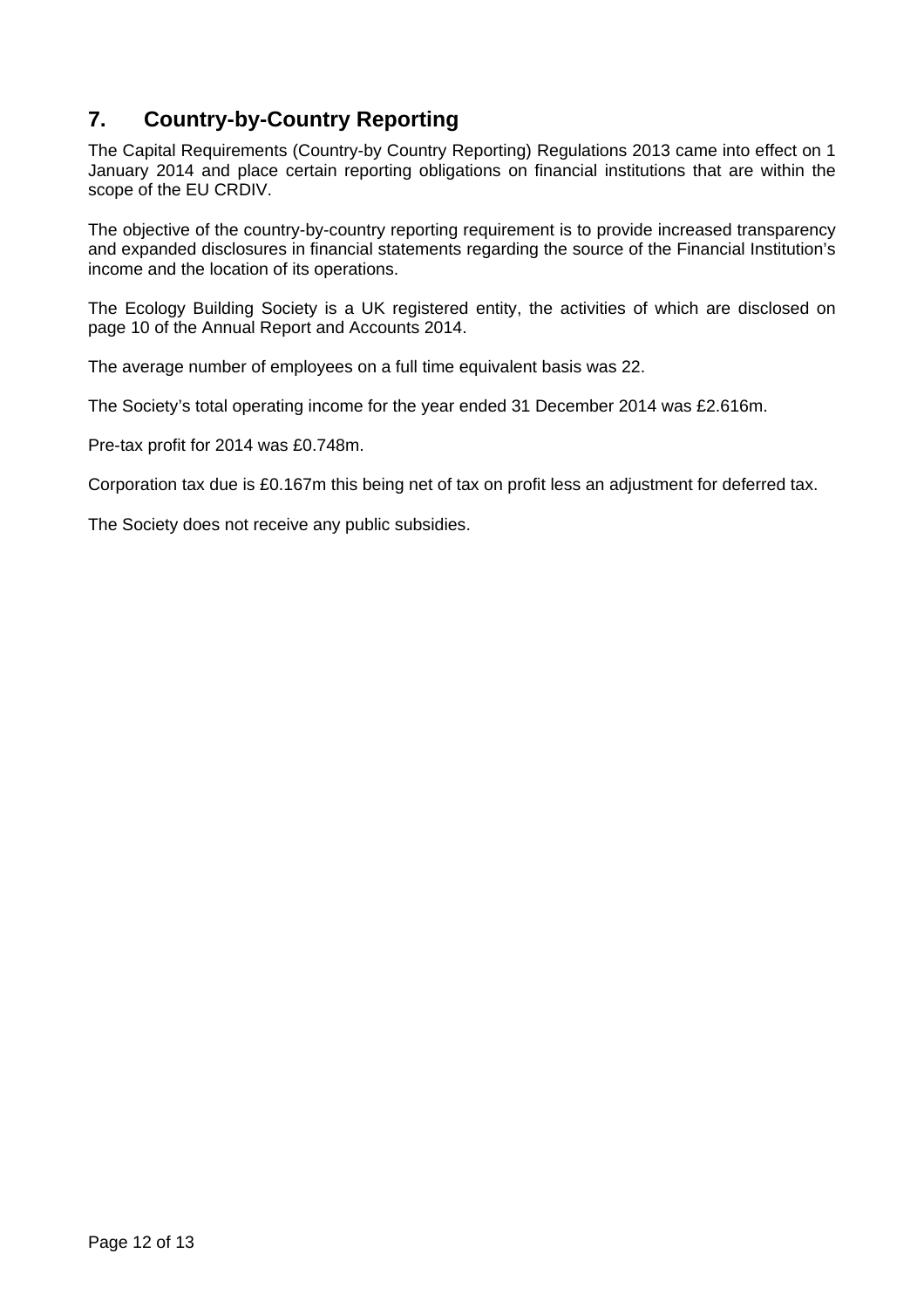## 7. Country-by-Country Reporting

The Capital Requirements (Country-by Country Reporting) Regulations 2013 came into effect on 1 January 2014 and place certain reporting obligations on financial institutions that are within the scope of the EU CRDIV.

The objective of the country-by-country reporting requirement is to provide increased transparency and expanded disclosures in financial statements regarding the source of the Financial Institution's income and the location of its operations.

The Ecology Building Society is a UK registered entity, the activities of which are disclosed on page 10 of the Annual Report and Accounts 2014.

The average number of employees on a full time equivalent basis was 22.

The Society's total operating income for the year ended 31 December 2014 was £2.616m.

Pre-tax profit for 2014 was £0.748m.

Corporation tax due is £0.167m this being net of tax on profit less an adjustment for deferred tax.

The Society does not receive any public subsidies.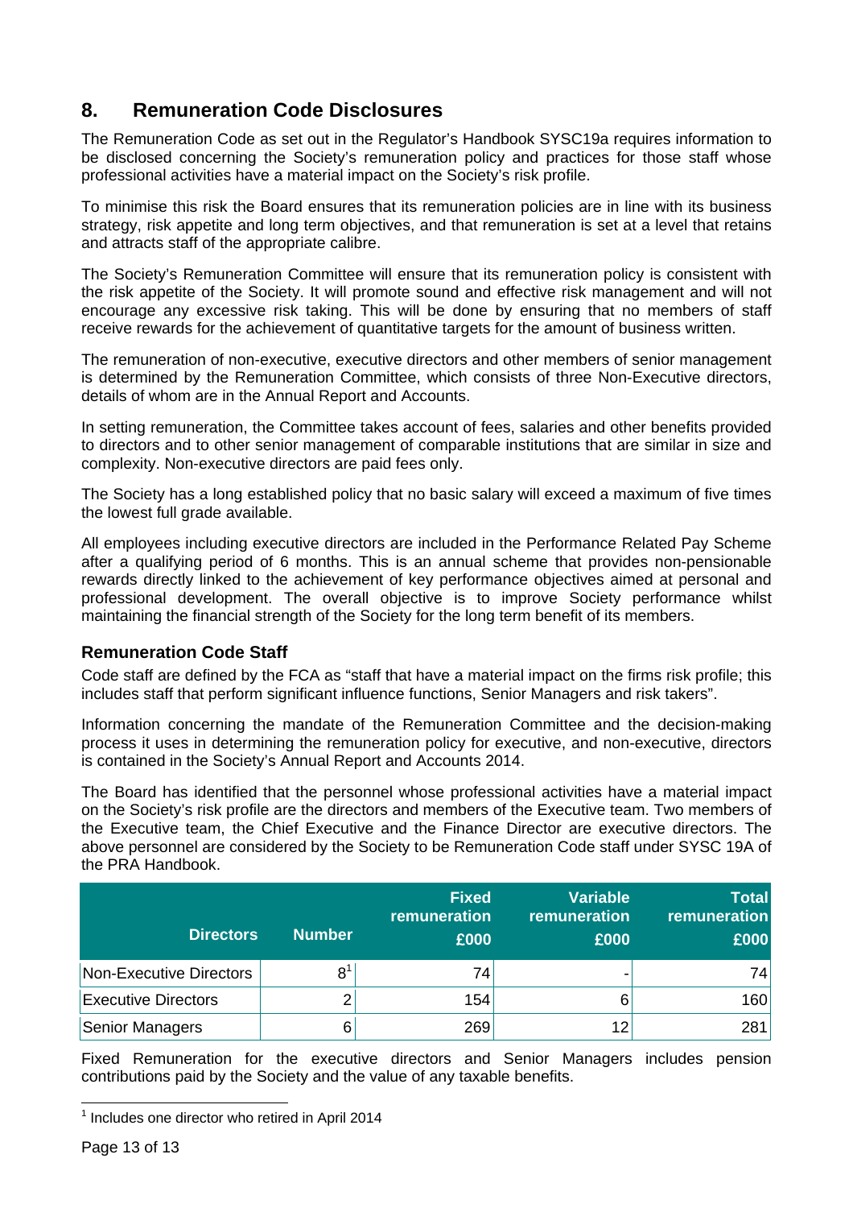## 8. Remuneration Code Disclosures

The Remuneration Code as set out in the Regulator's Handbook SYSC19a requires information to be disclosed concerning the Society's remuneration policy and practices for those staff whose professional activities have a material impact on the Society's risk profile.

To minimise this risk the Board ensures that its remuneration policies are in line with its business strategy, risk appetite and long term objectives, and that remuneration is set at a level that retains and attracts staff of the appropriate calibre.

The Society's Remuneration Committee will ensure that its remuneration policy is consistent with the risk appetite of the Society. It will promote sound and effective risk management and will not encourage any excessive risk taking. This will be done by ensuring that no members of staff receive rewards for the achievement of quantitative targets for the amount of business written.

The remuneration of non-executive, executive directors and other members of senior management is determined by the Remuneration Committee, which consists of three Non-Executive directors, details of whom are in the Annual Report and Accounts.

In setting remuneration, the Committee takes account of fees, salaries and other benefits provided to directors and to other senior management of comparable institutions that are similar in size and complexity. Non-executive directors are paid fees only.

The Society has a long established policy that no basic salary will exceed a maximum of five times the lowest full grade available.

All employees including executive directors are included in the Performance Related Pay Scheme after a qualifying period of 6 months. This is an annual scheme that provides non-pensionable rewards directly linked to the achievement of key performance objectives aimed at personal and professional development. The overall objective is to improve Society performance whilst maintaining the financial strength of the Society for the long term benefit of its members.

### Remuneration Code Staff

Code staff are defined by the FCA as "staff that have a material impact on the firms risk profile; this includes staff that perform significant influence functions, Senior Managers and risk takers".

Information concerning the mandate of the Remuneration Committee and the decision-making process it uses in determining the remuneration policy for executive, and non-executive, directors is contained in the Society's Annual Report and Accounts 2014.

The Board has identified that the personnel whose professional activities have a material impact on the Society's risk profile are the directors and members of the Executive team. Two members of the Executive team, the Chief Executive and the Finance Director are executive directors. The above personnel are considered by the Society to be Remuneration Code staff under SYSC 19A of the PRA Handbook.

| Directors | Number | Fixed remuneration £000 | Variable remuneration £000 | Total remuneration £000 |
|---|---|---|---|---|
| Non-Executive Directors | 8[1] | 74 | - | 74 |
| Executive Directors | 2 | 154 | 6 | 160 |
| Senior Managers | 6 | 269 | 12 | 281 |

Fixed Remuneration for the executive directors and Senior Managers includes pension contributions paid by the Society and the value of any taxable benefits.

[1] Includes one director who retired in April 2014